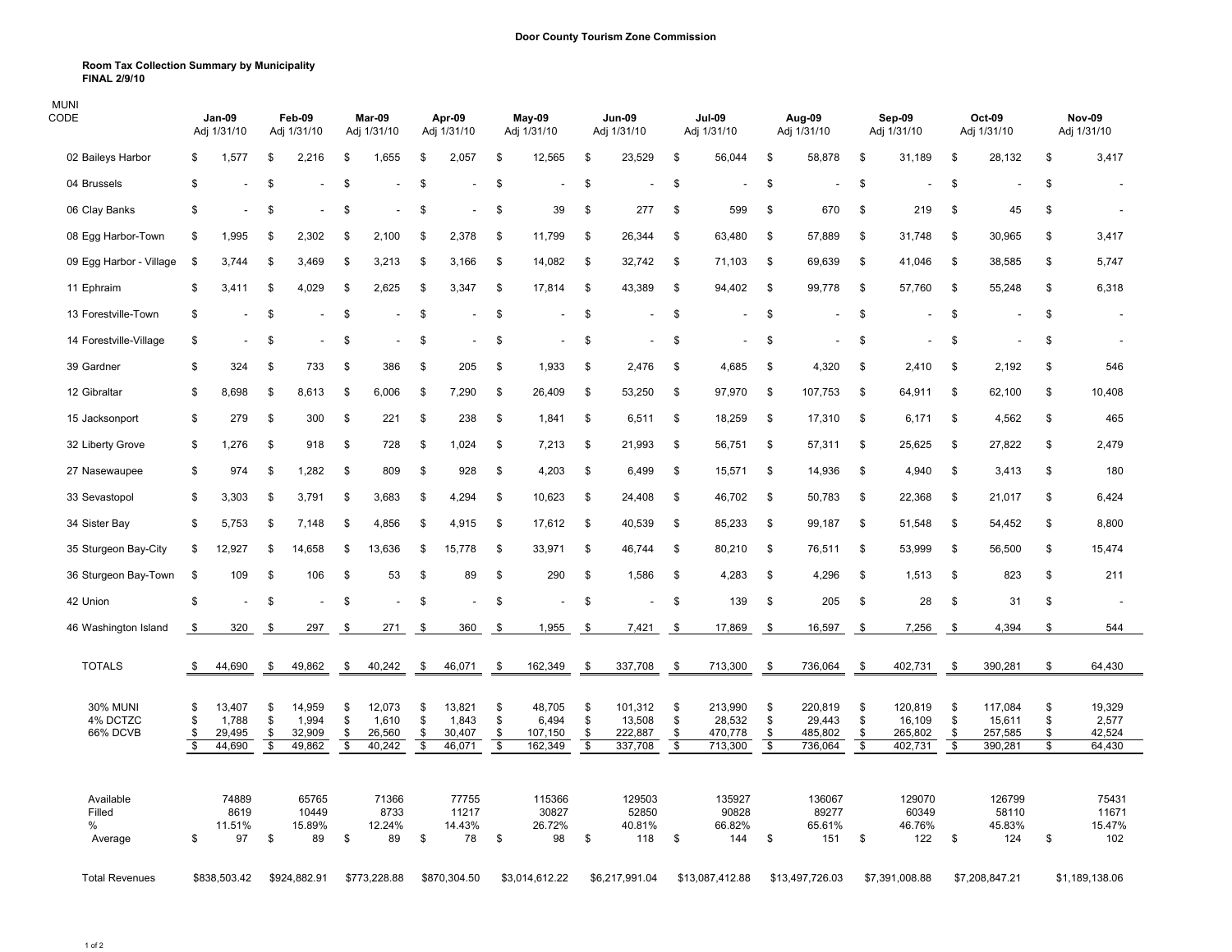**Door County Tourism Zone Commission**

**Room Tax Collection Summary by Municipality**
**FINAL 2/9/10**

| MUNI CODE | Jan-09 Adj 1/31/10 | Feb-09 Adj 1/31/10 | Mar-09 Adj 1/31/10 | Apr-09 Adj 1/31/10 | May-09 Adj 1/31/10 | Jun-09 Adj 1/31/10 | Jul-09 Adj 1/31/10 | Aug-09 Adj 1/31/10 | Sep-09 Adj 1/31/10 | Oct-09 Adj 1/31/10 | Nov-09 Adj 1/31/10 |
|---|---|---|---|---|---|---|---|---|---|---|---|
| 02 Baileys Harbor | $ 1,577 | $ 2,216 | $ 1,655 | $ 2,057 | $ 12,565 | $ 23,529 | $ 56,044 | $ 58,878 | $ 31,189 | $ 28,132 | $ 3,417 |
| 04 Brussels | $ - | $ - | $ - | $ - | $ - | $ - | $ - | $ - | $ - | $ - | $ - |
| 06 Clay Banks | $ - | $ - | $ - | $ - | $ 39 | $ 277 | $ 599 | $ 670 | $ 219 | $ 45 | $ - |
| 08 Egg Harbor-Town | $ 1,995 | $ 2,302 | $ 2,100 | $ 2,378 | $ 11,799 | $ 26,344 | $ 63,480 | $ 57,889 | $ 31,748 | $ 30,965 | $ 3,417 |
| 09 Egg Harbor - Village | $ 3,744 | $ 3,469 | $ 3,213 | $ 3,166 | $ 14,082 | $ 32,742 | $ 71,103 | $ 69,639 | $ 41,046 | $ 38,585 | $ 5,747 |
| 11 Ephraim | $ 3,411 | $ 4,029 | $ 2,625 | $ 3,347 | $ 17,814 | $ 43,389 | $ 94,402 | $ 99,778 | $ 57,760 | $ 55,248 | $ 6,318 |
| 13 Forestville-Town | $ - | $ - | $ - | $ - | $ - | $ - | $ - | $ - | $ - | $ - | $ - |
| 14 Forestville-Village | $ - | $ - | $ - | $ - | $ - | $ - | $ - | $ - | $ - | $ - | $ - |
| 39 Gardner | $ 324 | $ 733 | $ 386 | $ 205 | $ 1,933 | $ 2,476 | $ 4,685 | $ 4,320 | $ 2,410 | $ 2,192 | $ 546 |
| 12 Gibraltar | $ 8,698 | $ 8,613 | $ 6,006 | $ 7,290 | $ 26,409 | $ 53,250 | $ 97,970 | $ 107,753 | $ 64,911 | $ 62,100 | $ 10,408 |
| 15 Jacksonport | $ 279 | $ 300 | $ 221 | $ 238 | $ 1,841 | $ 6,511 | $ 18,259 | $ 17,310 | $ 6,171 | $ 4,562 | $ 465 |
| 32 Liberty Grove | $ 1,276 | $ 918 | $ 728 | $ 1,024 | $ 7,213 | $ 21,993 | $ 56,751 | $ 57,311 | $ 25,625 | $ 27,822 | $ 2,479 |
| 27 Nasewaupee | $ 974 | $ 1,282 | $ 809 | $ 928 | $ 4,203 | $ 6,499 | $ 15,571 | $ 14,936 | $ 4,940 | $ 3,413 | $ 180 |
| 33 Sevastopol | $ 3,303 | $ 3,791 | $ 3,683 | $ 4,294 | $ 10,623 | $ 24,408 | $ 46,702 | $ 50,783 | $ 22,368 | $ 21,017 | $ 6,424 |
| 34 Sister Bay | $ 5,753 | $ 7,148 | $ 4,856 | $ 4,915 | $ 17,612 | $ 40,539 | $ 85,233 | $ 99,187 | $ 51,548 | $ 54,452 | $ 8,800 |
| 35 Sturgeon Bay-City | $ 12,927 | $ 14,658 | $ 13,636 | $ 15,778 | $ 33,971 | $ 46,744 | $ 80,210 | $ 76,511 | $ 53,999 | $ 56,500 | $ 15,474 |
| 36 Sturgeon Bay-Town | $ 109 | $ 106 | $ 53 | $ 89 | $ 290 | $ 1,586 | $ 4,283 | $ 4,296 | $ 1,513 | $ 823 | $ 211 |
| 42 Union | $ - | $ - | $ - | $ - | $ - | $ - | $ 139 | $ 205 | $ 28 | $ 31 | $ - |
| 46 Washington Island | $ 320 | $ 297 | $ 271 | $ 360 | $ 1,955 | $ 7,421 | $ 17,869 | $ 16,597 | $ 7,256 | $ 4,394 | $ 544 |
| TOTALS | $ 44,690 | $ 49,862 | $ 40,242 | $ 46,071 | $ 162,349 | $ 337,708 | $ 713,300 | $ 736,064 | $ 402,731 | $ 390,281 | $ 64,430 |
| 30% MUNI | $ 13,407 | $ 14,959 | $ 12,073 | $ 13,821 | $ 48,705 | $ 101,312 | $ 213,990 | $ 220,819 | $ 120,819 | $ 117,084 | $ 19,329 |
| 4% DCTZC | $ 1,788 | $ 1,994 | $ 1,610 | $ 1,843 | $ 6,494 | $ 13,508 | $ 28,532 | $ 29,443 | $ 16,109 | $ 15,611 | $ 2,577 |
| 66% DCVB | $ 29,495 | $ 32,909 | $ 26,560 | $ 30,407 | $ 107,150 | $ 222,887 | $ 470,778 | $ 485,802 | $ 265,802 | $ 257,585 | $ 42,524 |
| | $ 44,690 | $ 49,862 | $ 40,242 | $ 46,071 | $ 162,349 | $ 337,708 | $ 713,300 | $ 736,064 | $ 402,731 | $ 390,281 | $ 64,430 |
| Available | 74889 | 65765 | 71366 | 77755 | 115366 | 129503 | 135927 | 136067 | 129070 | 126799 | 75431 |
| Filled | 8619 | 10449 | 8733 | 11217 | 30827 | 52850 | 90828 | 89277 | 60349 | 58110 | 11671 |
| % | 11.51% | 15.89% | 12.24% | 14.43% | 26.72% | 40.81% | 66.82% | 65.61% | 46.76% | 45.83% | 15.47% |
| Average | $ 97 | $ 89 | $ 89 | $ 78 | $ 98 | $ 118 | $ 144 | $ 151 | $ 122 | $ 124 | $ 102 |
| Total Revenues | $838,503.42 | $924,882.91 | $773,228.88 | $870,304.50 | $3,014,612.22 | $6,217,991.04 | $13,087,412.88 | $13,497,726.03 | $7,391,008.88 | $7,208,847.21 | $1,189,138.06 |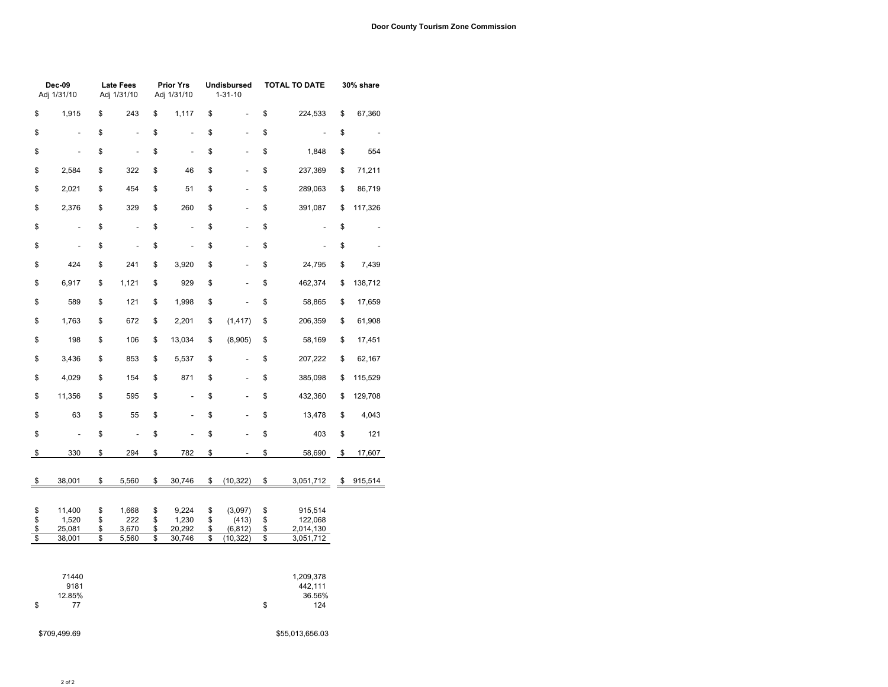**Door County Tourism Zone Commission**

| Dec-09 Adj 1/31/10 | Late Fees Adj 1/31/10 | Prior Yrs Adj 1/31/10 | Undisbursed 1-31-10 | TOTAL TO DATE | 30% share |
|---|---|---|---|---|---|
| $ 1,915 | $ 243 | $ 1,117 | $ - | $ 224,533 | $ 67,360 |
| $ - | $ - | $ - | $ - | $ - | $ - |
| $ - | $ - | $ - | $ - | $ 1,848 | $ 554 |
| $ 2,584 | $ 322 | $ 46 | $ - | $ 237,369 | $ 71,211 |
| $ 2,021 | $ 454 | $ 51 | $ - | $ 289,063 | $ 86,719 |
| $ 2,376 | $ 329 | $ 260 | $ - | $ 391,087 | $ 117,326 |
| $ - | $ - | $ - | $ - | $ - | $ - |
| $ - | $ - | $ - | $ - | $ - | $ - |
| $ 424 | $ 241 | $ 3,920 | $ - | $ 24,795 | $ 7,439 |
| $ 6,917 | $ 1,121 | $ 929 | $ - | $ 462,374 | $ 138,712 |
| $ 589 | $ 121 | $ 1,998 | $ - | $ 58,865 | $ 17,659 |
| $ 1,763 | $ 672 | $ 2,201 | $ (1,417) | $ 206,359 | $ 61,908 |
| $ 198 | $ 106 | $ 13,034 | $ (8,905) | $ 58,169 | $ 17,451 |
| $ 3,436 | $ 853 | $ 5,537 | $ - | $ 207,222 | $ 62,167 |
| $ 4,029 | $ 154 | $ 871 | $ - | $ 385,098 | $ 115,529 |
| $ 11,356 | $ 595 | $ - | $ - | $ 432,360 | $ 129,708 |
| $ 63 | $ 55 | $ - | $ - | $ 13,478 | $ 4,043 |
| $ - | $ - | $ - | $ - | $ 403 | $ 121 |
| $ 330 | $ 294 | $ 782 | $ - | $ 58,690 | $ 17,607 |
| $ 38,001 | $ 5,560 | $ 30,746 | $ (10,322) | $ 3,051,712 | $ 915,514 |

| | | | | |
|---|---|---|---|---|
| $ 11,400 | $ 1,668 | $ 9,224 | $ (3,097) | $ 915,514 |
| $ 1,520 | $ 222 | $ 1,230 | $ (413) | $ 122,068 |
| $ 25,081 | $ 3,670 | $ 20,292 | $ (6,812) | $ 2,014,130 |
| $ 38,001 | $ 5,560 | $ 30,746 | $ (10,322) | $ 3,051,712 |

| | |
|---|---|
| 71440 | 1,209,378 |
| 9181 | 442,111 |
| 12.85% | 36.56% |
| $ 77 | $ 124 |
| $709,499.69 | $55,013,656.03 |